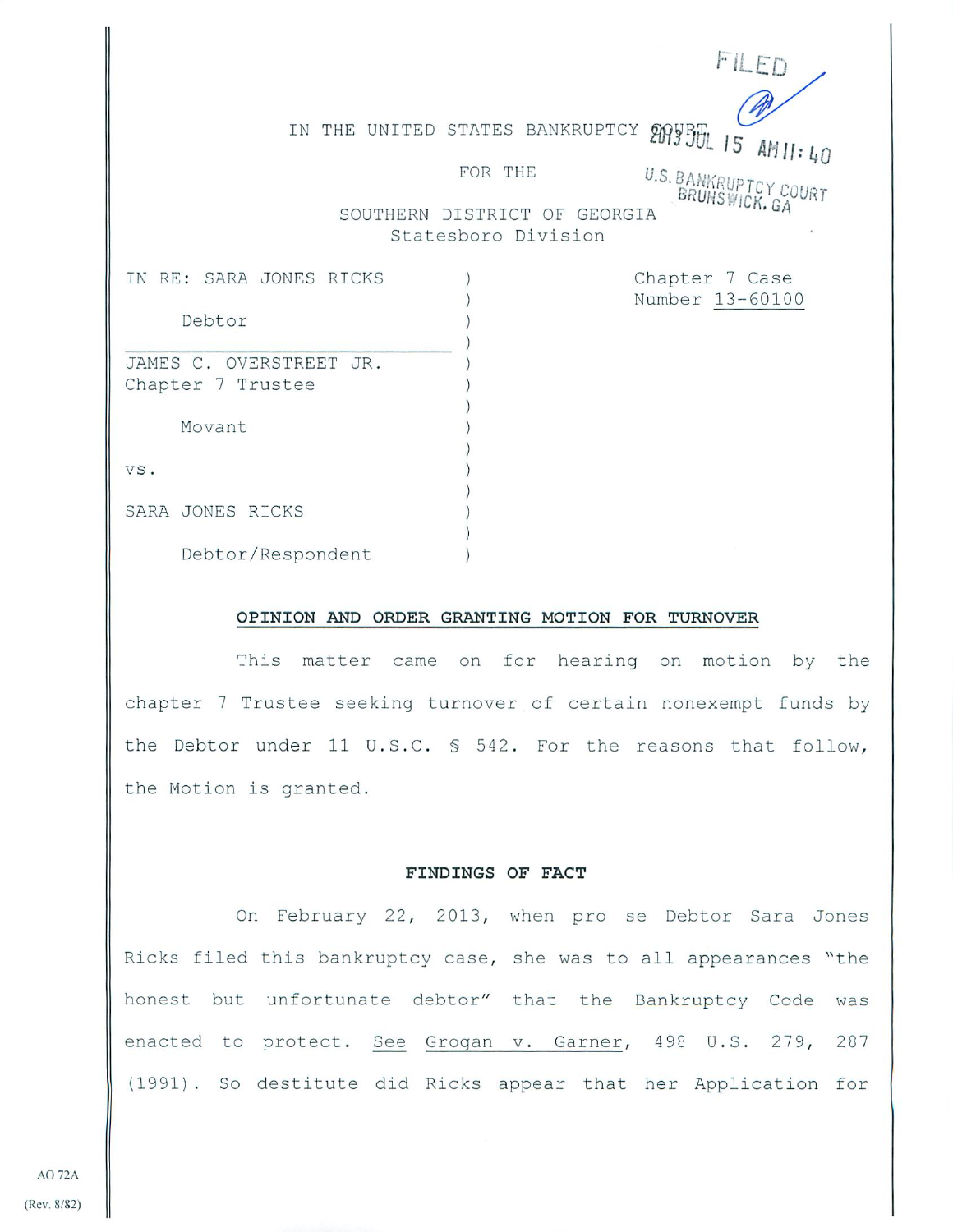FILED

2013 JUL 15 AM 11:40

U.S. BANKRUPTCY COURT
BRUNSWICK, GA

IN THE UNITED STATES BANKRUPTCY COURT

FOR THE

SOUTHERN DISTRICT OF GEORGIA
Statesboro Division

| | | |
|---|---|---|
| IN RE: SARA JONES RICKS<br><br>Debtor | ) | Chapter 7 Case Number 13-60100 |
| JAMES C. OVERSTREET JR.<br>Chapter 7 Trustee<br><br>Movant | ) | |
| vs. | ) | |
| SARA JONES RICKS<br><br>Debtor/Respondent | ) | |

**OPINION AND ORDER GRANTING MOTION FOR TURNOVER**

This matter came on for hearing on motion by the chapter 7 Trustee seeking turnover of certain nonexempt funds by the Debtor under 11 U.S.C. § 542. For the reasons that follow, the Motion is granted.

**FINDINGS OF FACT**

On February 22, 2013, when pro se Debtor Sara Jones Ricks filed this bankruptcy case, she was to all appearances "the honest but unfortunate debtor" that the Bankruptcy Code was enacted to protect. See Grogan v. Garner, 498 U.S. 279, 287 (1991). So destitute did Ricks appear that her Application for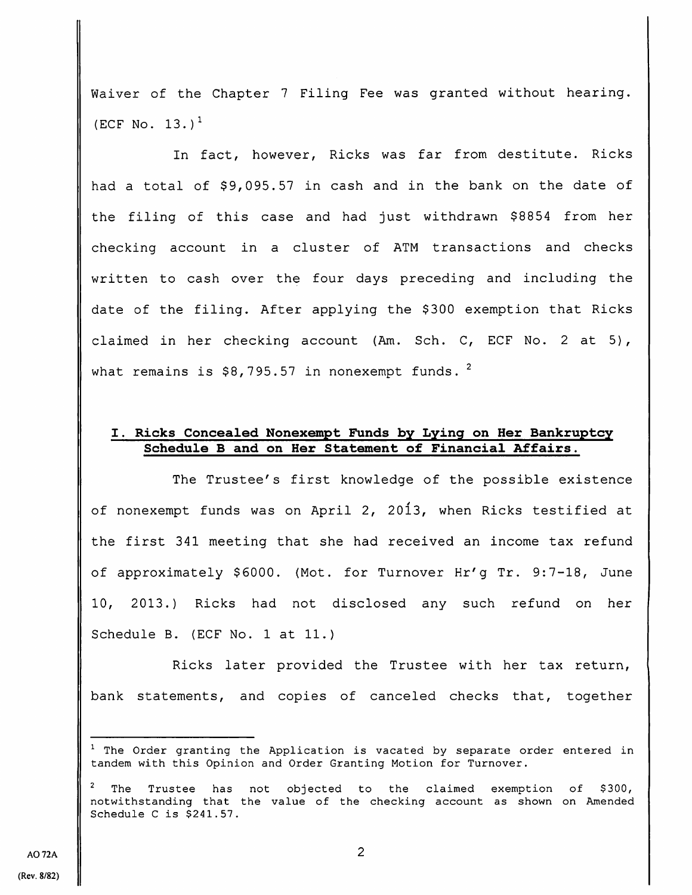Waiver of the Chapter 7 Filing Fee was granted without hearing. (ECF No. 13.)[1]

In fact, however, Ricks was far from destitute. Ricks had a total of $9,095.57 in cash and in the bank on the date of the filing of this case and had just withdrawn $8854 from her checking account in a cluster of ATM transactions and checks written to cash over the four days preceding and including the date of the filing. After applying the $300 exemption that Ricks claimed in her checking account (Am. Sch. C, ECF No. 2 at 5), what remains is $8,795.57 in nonexempt funds.[2]

## I. Ricks Concealed Nonexempt Funds by Lying on Her Bankruptcy Schedule B and on Her Statement of Financial Affairs.

The Trustee's first knowledge of the possible existence of nonexempt funds was on April 2, 2013, when Ricks testified at the first 341 meeting that she had received an income tax refund of approximately $6000. (Mot. for Turnover Hr'g Tr. 9:7-18, June 10, 2013.) Ricks had not disclosed any such refund on her Schedule B. (ECF No. 1 at 11.)

Ricks later provided the Trustee with her tax return, bank statements, and copies of canceled checks that, together

---

[1] The Order granting the Application is vacated by separate order entered in tandem with this Opinion and Order Granting Motion for Turnover.

[2] The Trustee has not objected to the claimed exemption of $300, notwithstanding that the value of the checking account as shown on Amended Schedule C is $241.57.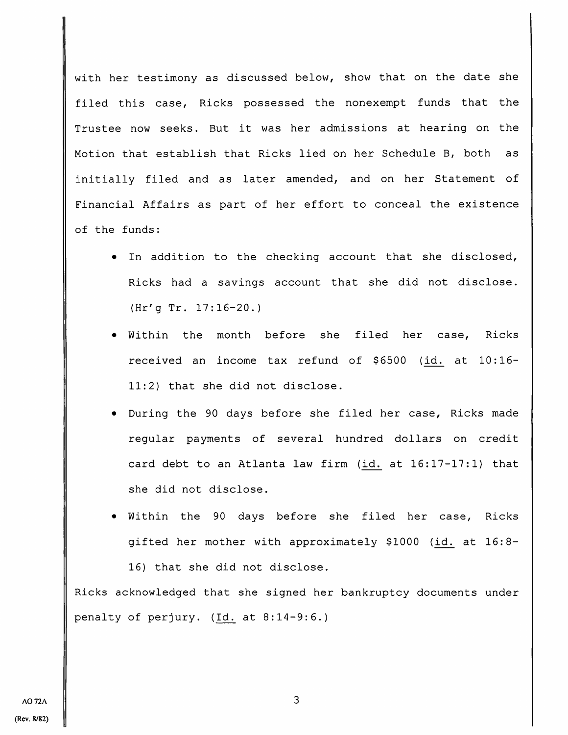with her testimony as discussed below, show that on the date she filed this case, Ricks possessed the nonexempt funds that the Trustee now seeks. But it was her admissions at hearing on the Motion that establish that Ricks lied on her Schedule B, both as initially filed and as later amended, and on her Statement of Financial Affairs as part of her effort to conceal the existence of the funds:

- In addition to the checking account that she disclosed, Ricks had a savings account that she did not disclose. (Hr'g Tr. 17:16-20.)
- Within the month before she filed her case, Ricks received an income tax refund of $6500 (id. at 10:16-11:2) that she did not disclose.
- During the 90 days before she filed her case, Ricks made regular payments of several hundred dollars on credit card debt to an Atlanta law firm (id. at 16:17-17:1) that she did not disclose.
- Within the 90 days before she filed her case, Ricks gifted her mother with approximately $1000 (id. at 16:8-16) that she did not disclose.

Ricks acknowledged that she signed her bankruptcy documents under penalty of perjury. (Id. at 8:14-9:6.)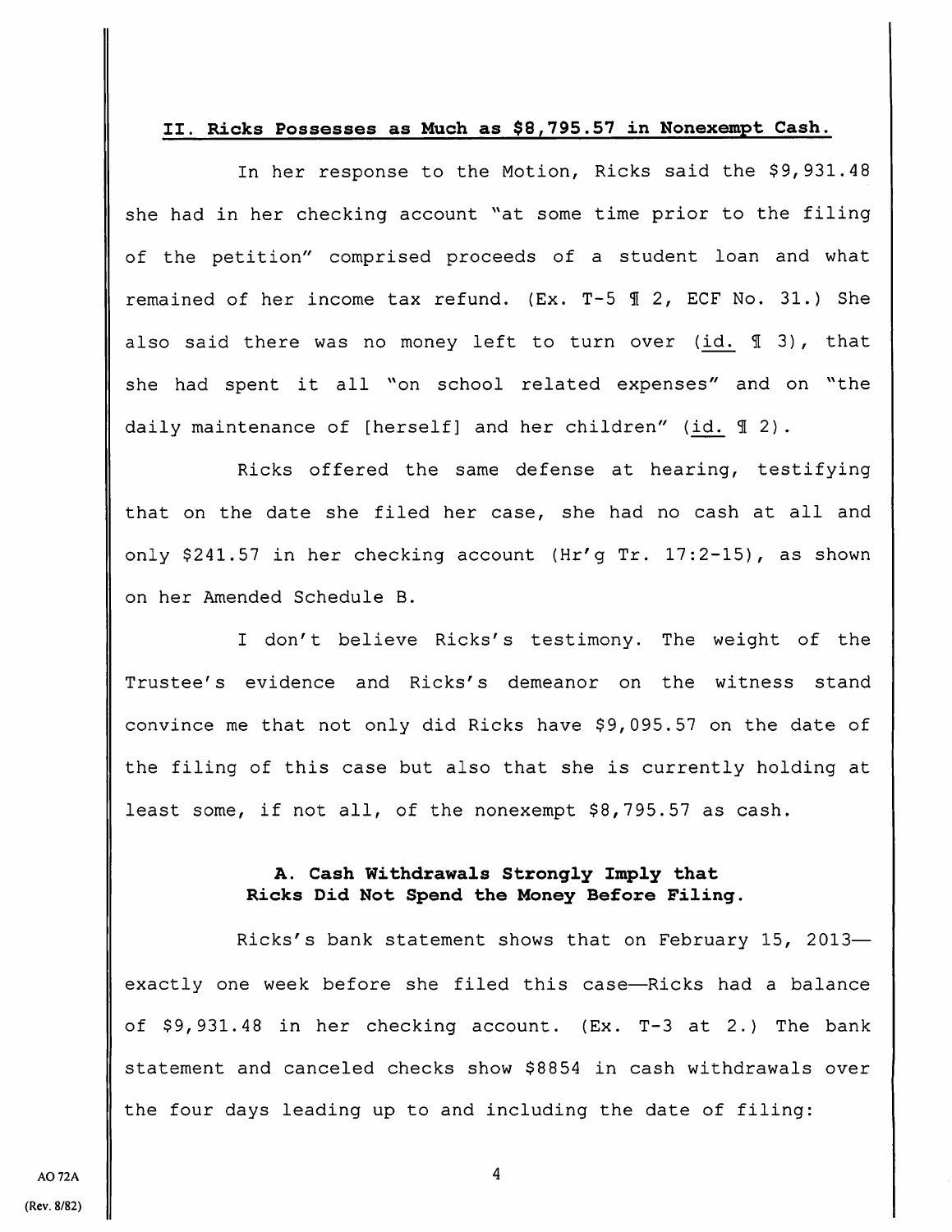## II. Ricks Possesses as Much as $8,795.57 in Nonexempt Cash.

In her response to the Motion, Ricks said the $9,931.48 she had in her checking account "at some time prior to the filing of the petition" comprised proceeds of a student loan and what remained of her income tax refund. (Ex. T-5 ¶ 2, ECF No. 31.) She also said there was no money left to turn over (id. ¶ 3), that she had spent it all "on school related expenses" and on "the daily maintenance of [herself] and her children" (id. ¶ 2).

Ricks offered the same defense at hearing, testifying that on the date she filed her case, she had no cash at all and only $241.57 in her checking account (Hr'g Tr. 17:2-15), as shown on her Amended Schedule B.

I don't believe Ricks's testimony. The weight of the Trustee's evidence and Ricks's demeanor on the witness stand convince me that not only did Ricks have $9,095.57 on the date of the filing of this case but also that she is currently holding at least some, if not all, of the nonexempt $8,795.57 as cash.

### A. Cash Withdrawals Strongly Imply that Ricks Did Not Spend the Money Before Filing.

Ricks's bank statement shows that on February 15, 2013—exactly one week before she filed this case—Ricks had a balance of $9,931.48 in her checking account. (Ex. T-3 at 2.) The bank statement and canceled checks show $8854 in cash withdrawals over the four days leading up to and including the date of filing: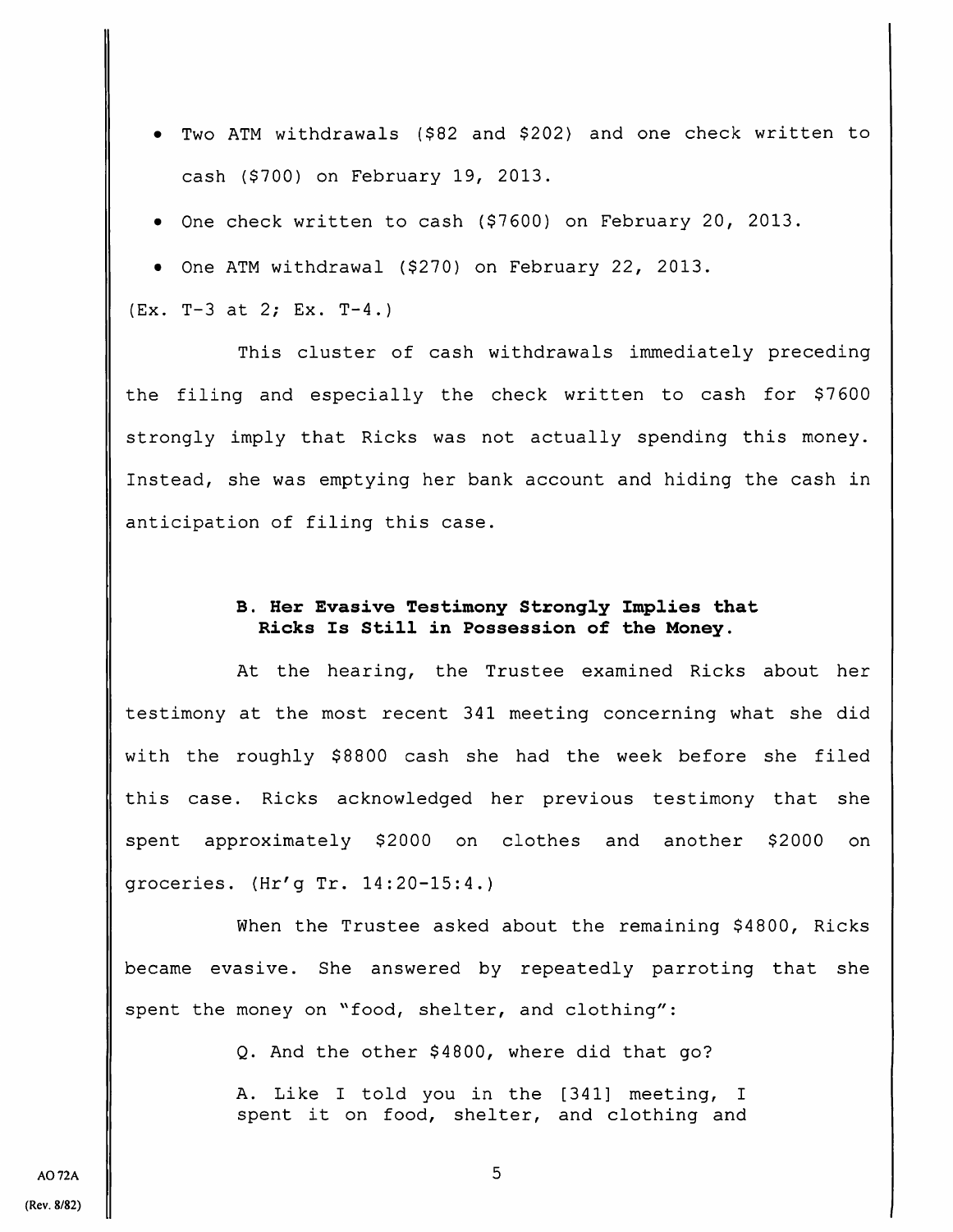- Two ATM withdrawals ($82 and $202) and one check written to cash ($700) on February 19, 2013.
- One check written to cash ($7600) on February 20, 2013.
- One ATM withdrawal ($270) on February 22, 2013.

(Ex. T-3 at 2; Ex. T-4.)

This cluster of cash withdrawals immediately preceding the filing and especially the check written to cash for $7600 strongly imply that Ricks was not actually spending this money. Instead, she was emptying her bank account and hiding the cash in anticipation of filing this case.

**B. Her Evasive Testimony Strongly Implies that Ricks Is Still in Possession of the Money.**

At the hearing, the Trustee examined Ricks about her testimony at the most recent 341 meeting concerning what she did with the roughly $8800 cash she had the week before she filed this case. Ricks acknowledged her previous testimony that she spent approximately $2000 on clothes and another $2000 on groceries. (Hr'g Tr. 14:20-15:4.)

When the Trustee asked about the remaining $4800, Ricks became evasive. She answered by repeatedly parroting that she spent the money on "food, shelter, and clothing":

> Q. And the other $4800, where did that go?
>
> A. Like I told you in the [341] meeting, I spent it on food, shelter, and clothing and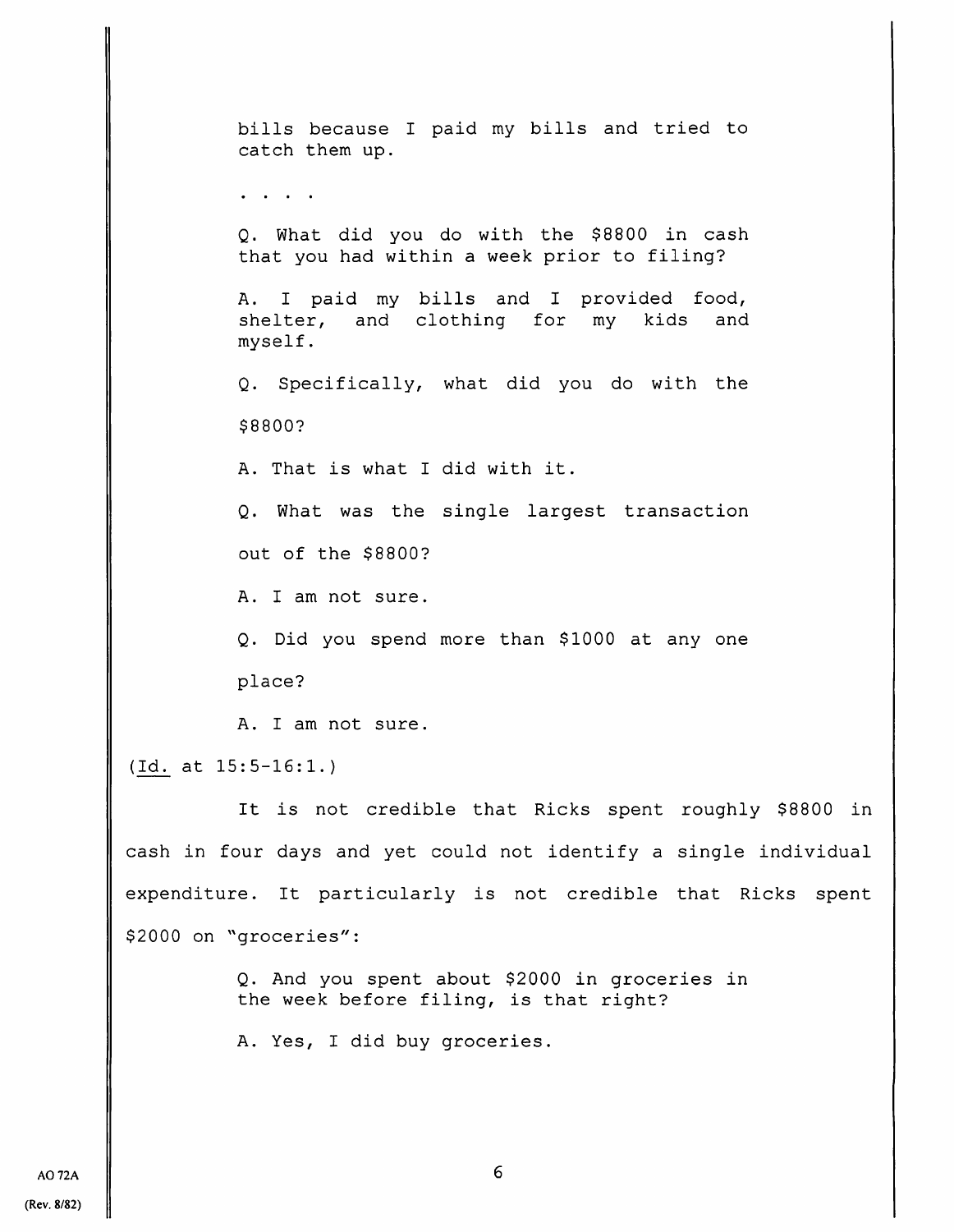> bills because I paid my bills and tried to catch them up.
>
> . . . .
>
> Q. What did you do with the $8800 in cash that you had within a week prior to filing?
>
> A. I paid my bills and I provided food, shelter, and clothing for my kids and myself.
>
> Q. Specifically, what did you do with the $8800?
>
> A. That is what I did with it.
>
> Q. What was the single largest transaction out of the $8800?
>
> A. I am not sure.
>
> Q. Did you spend more than $1000 at any one place?
>
> A. I am not sure.

(Id. at 15:5-16:1.)

It is not credible that Ricks spent roughly $8800 in cash in four days and yet could not identify a single individual expenditure. It particularly is not credible that Ricks spent $2000 on "groceries":

> Q. And you spent about $2000 in groceries in the week before filing, is that right?
>
> A. Yes, I did buy groceries.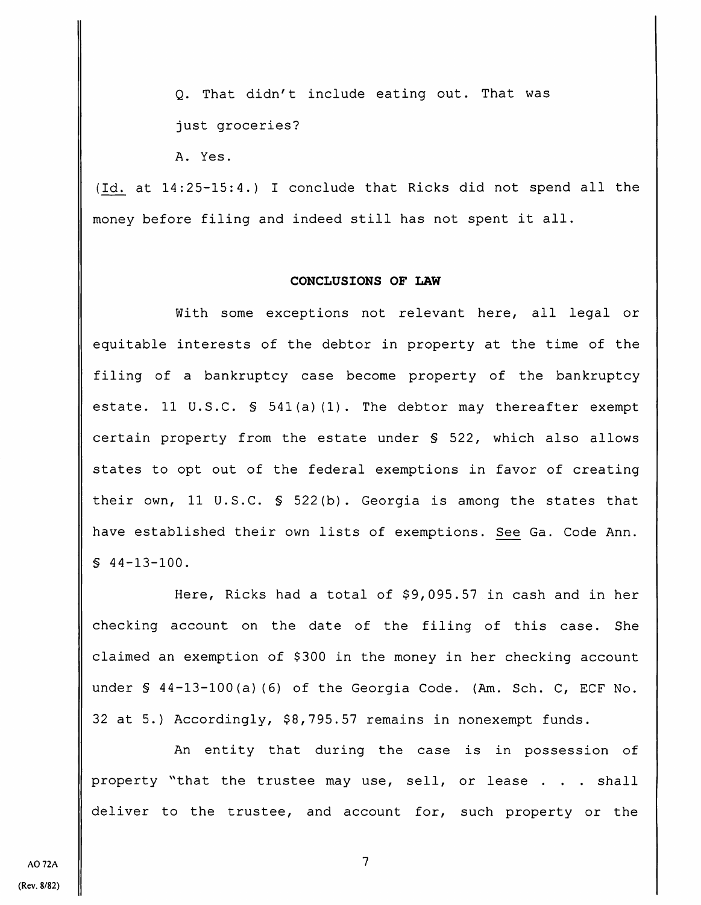Q. That didn't include eating out. That was just groceries?

A. Yes.

(Id. at 14:25-15:4.) I conclude that Ricks did not spend all the money before filing and indeed still has not spent it all.

## CONCLUSIONS OF LAW

With some exceptions not relevant here, all legal or equitable interests of the debtor in property at the time of the filing of a bankruptcy case become property of the bankruptcy estate. 11 U.S.C. § 541(a)(1). The debtor may thereafter exempt certain property from the estate under § 522, which also allows states to opt out of the federal exemptions in favor of creating their own, 11 U.S.C. § 522(b). Georgia is among the states that have established their own lists of exemptions. See Ga. Code Ann. § 44-13-100.

Here, Ricks had a total of $9,095.57 in cash and in her checking account on the date of the filing of this case. She claimed an exemption of $300 in the money in her checking account under § 44-13-100(a)(6) of the Georgia Code. (Am. Sch. C, ECF No. 32 at 5.) Accordingly, $8,795.57 remains in nonexempt funds.

An entity that during the case is in possession of property "that the trustee may use, sell, or lease . . . shall deliver to the trustee, and account for, such property or the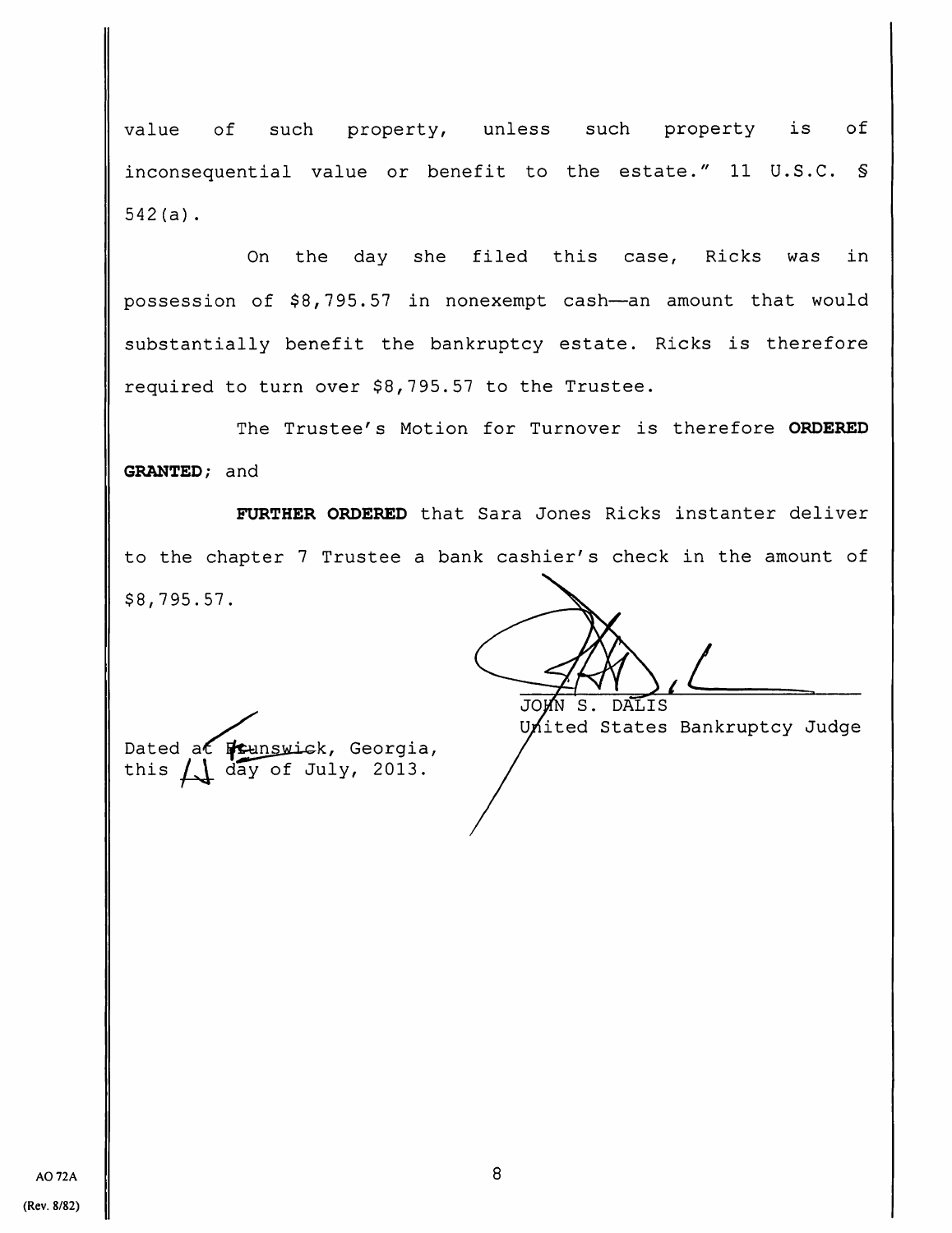value of such property, unless such property is of inconsequential value or benefit to the estate." 11 U.S.C. § 542(a).

On the day she filed this case, Ricks was in possession of $8,795.57 in nonexempt cash—an amount that would substantially benefit the bankruptcy estate. Ricks is therefore required to turn over $8,795.57 to the Trustee.

The Trustee's Motion for Turnover is therefore **ORDERED GRANTED**; and

**FURTHER ORDERED** that Sara Jones Ricks instanter deliver to the chapter 7 Trustee a bank cashier's check in the amount of $8,795.57.

JOHN S. DALIS
United States Bankruptcy Judge

Dated at Brunswick, Georgia,
this 11 day of July, 2013.